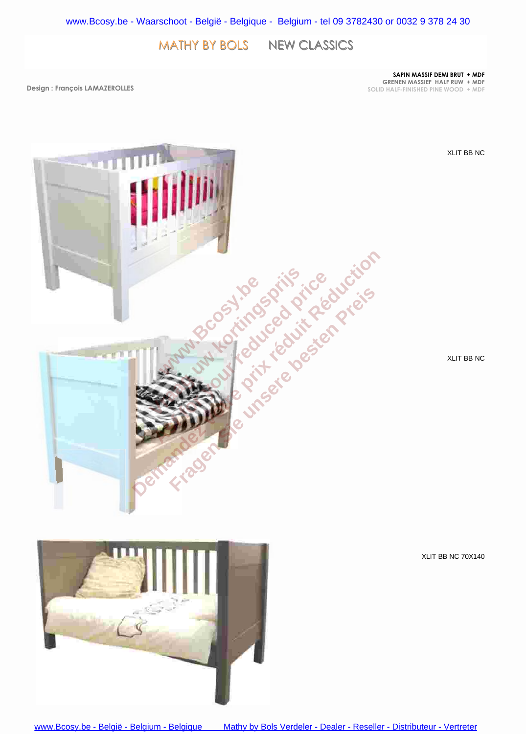www.Bcosy.be - Waarschoot - België - Belgique - Belgium - tel 09 3782430 or 0032 9 378 24 30

# MATHY BY BOLS NEW CLASSICS

Design : François LAMAZEROLLES

**SAPIN MASSIF DEMI BRUT + MDF**
GRENEN MASSIEF HALF RUW + MDF
SOLID HALF-FINISHED PINE WOOD + MDF

XLIT BB NC

XLIT BB NC

XLIT BB NC 70X140

www.Bcosy.be - België - Belgium - Belgique Mathy by Bols Verdeler - Dealer - Reseller - Distributeur - Vertreter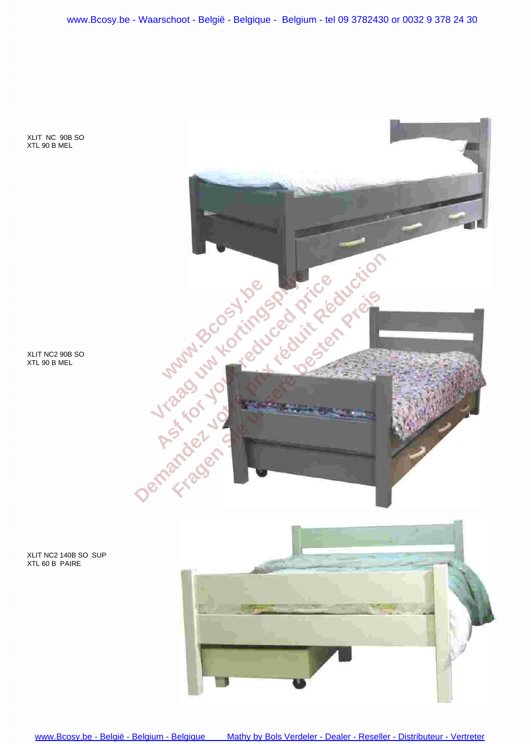XLIT NC 90B SO
XTL 90 B MEL

XLIT NC2 90B SO
XTL 90 B MEL

XLIT NC2 140B SO SUP
XTL 60 B PAIRE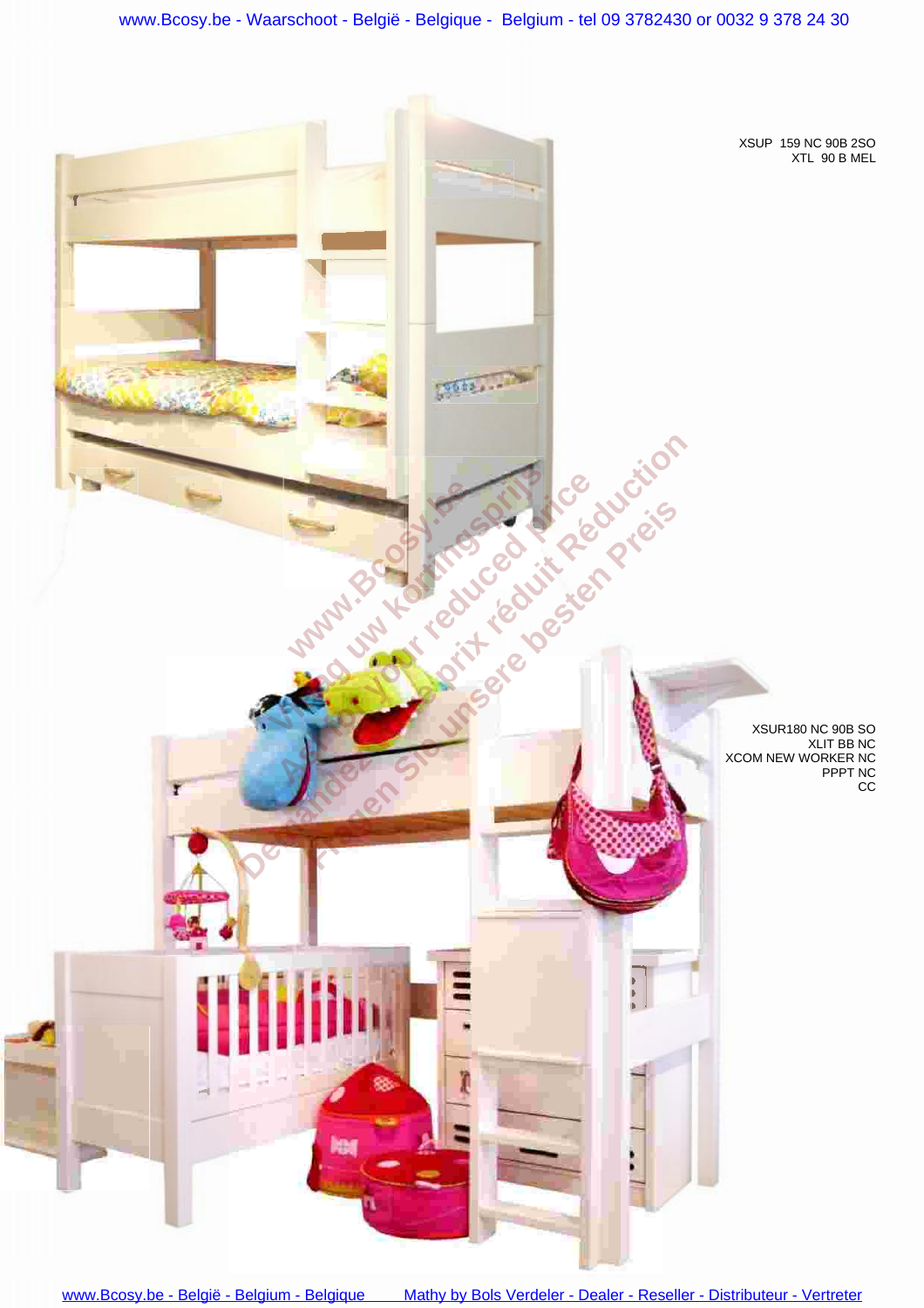XSUP 159 NC 90B 2SO
XTL 90 B MEL

XSUR180 NC 90B SO
XLIT BB NC
XCOM NEW WORKER NC
PPPT NC
CC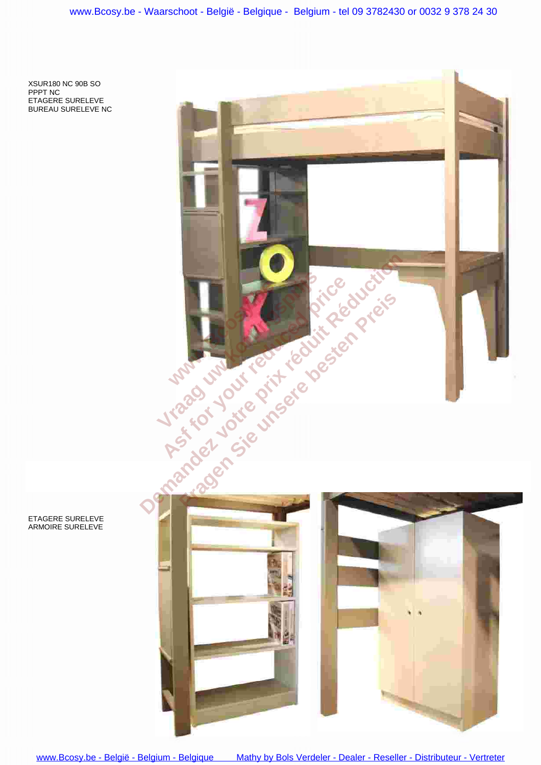XSUR180 NC 90B SO
PPPT NC
ETAGERE SURELEVE
BUREAU SURELEVE NC

ETAGERE SURELEVE
ARMOIRE SURELEVE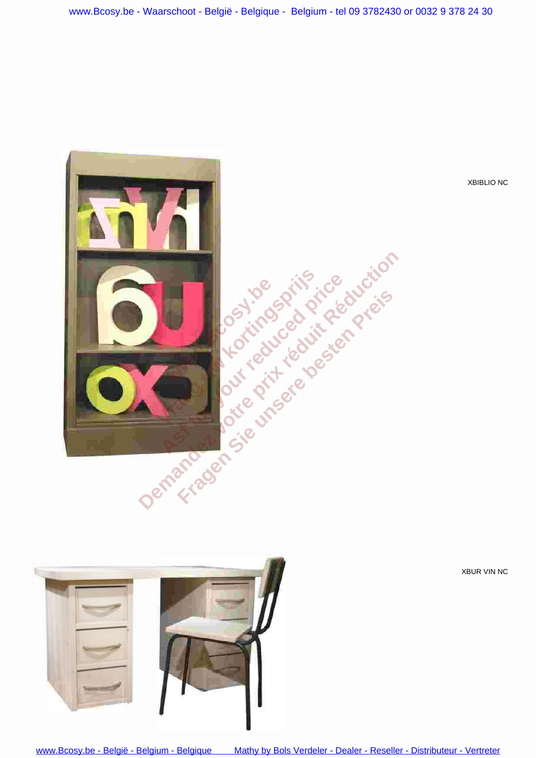XBIBLIO NC

XBUR VIN NC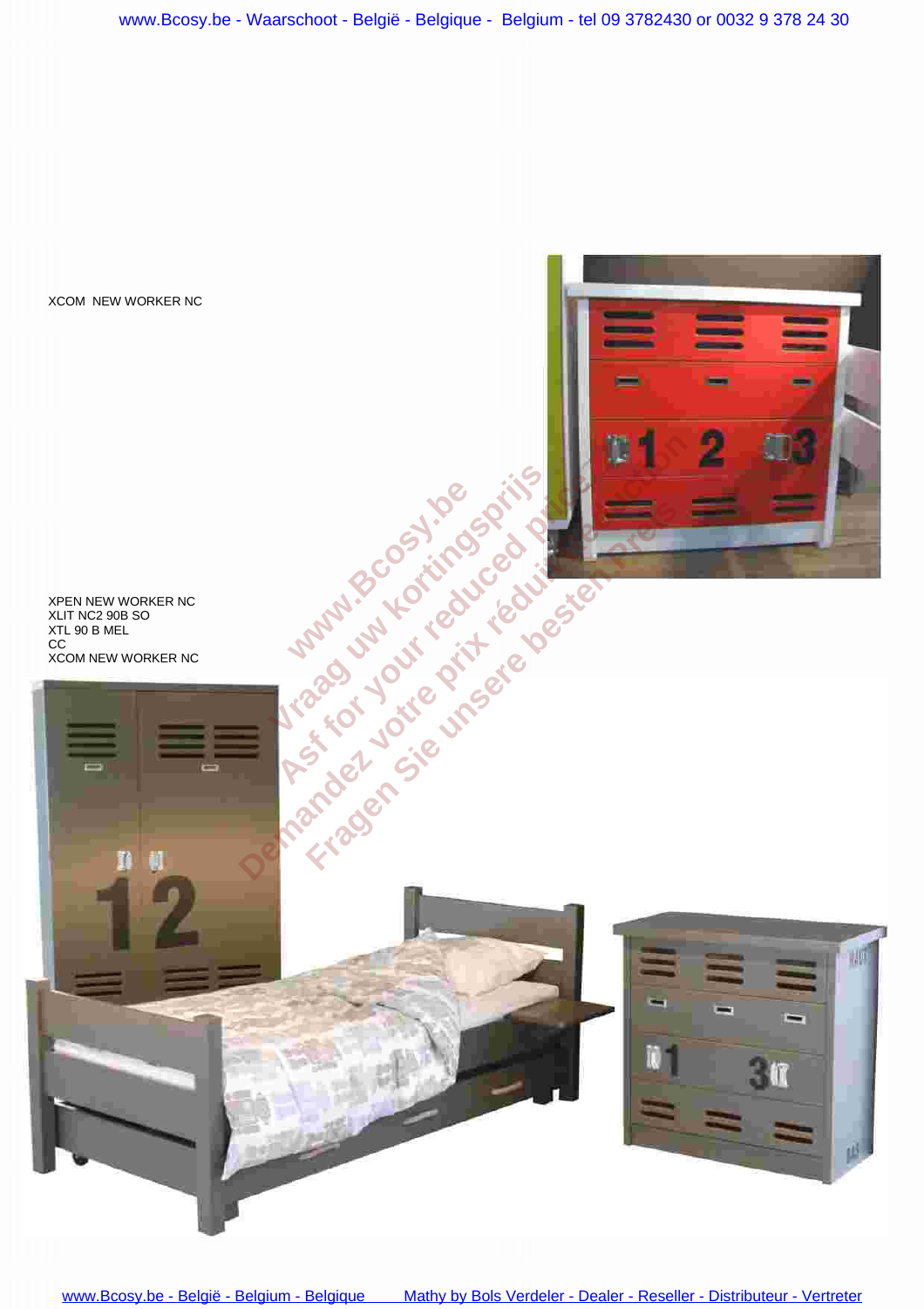XCOM NEW WORKER NC

XPEN NEW WORKER NC
XLIT NC2 90B SO
XTL 90 B MEL
CC
XCOM NEW WORKER NC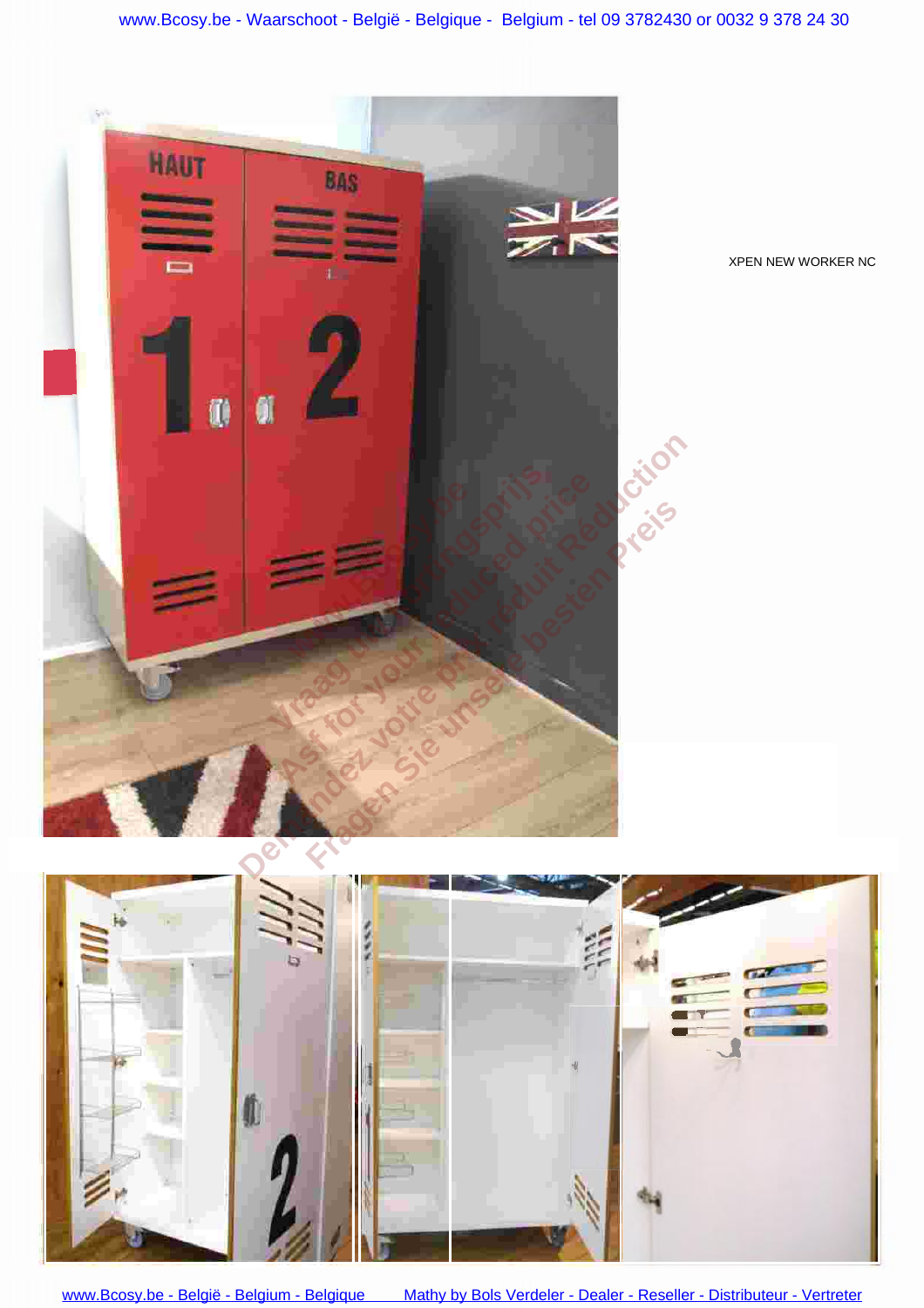XPEN NEW WORKER NC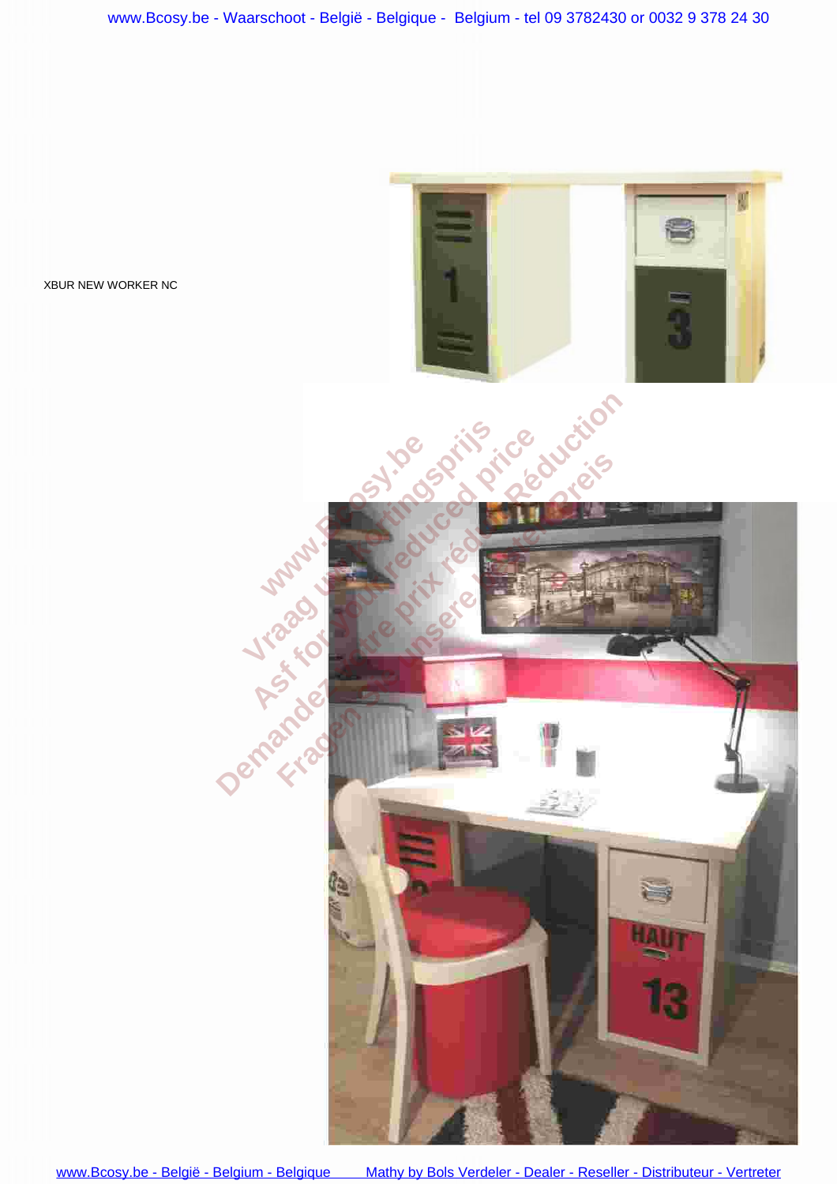XBUR NEW WORKER NC